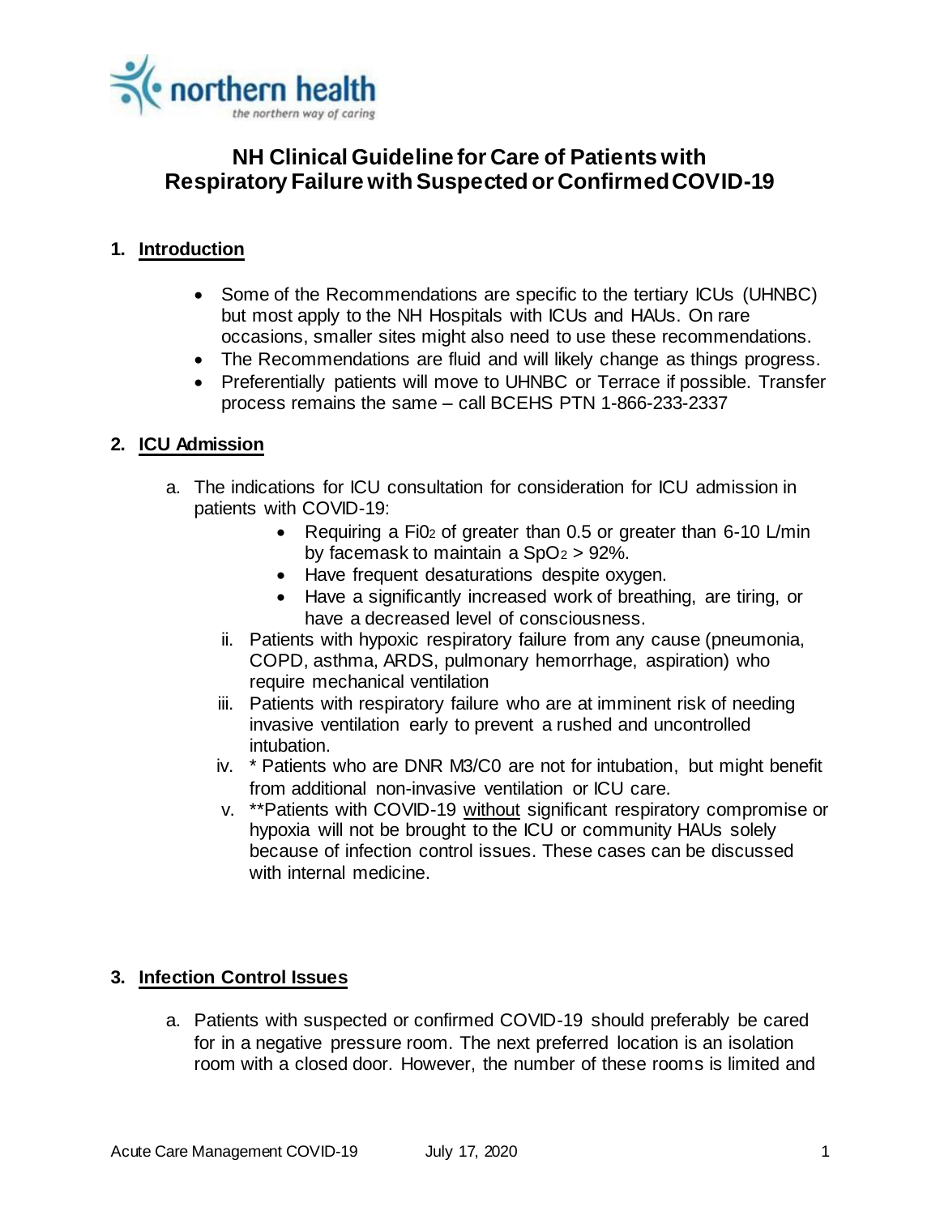# NH Clinical Guideline for Care of Patients with Respiratory Failure with Suspected or Confirmed COVID-19

## 1. Introduction

- Some of the Recommendations are specific to the tertiary ICUs (UHNBC) but most apply to the NH Hospitals with ICUs and HAUs. On rare occasions, smaller sites might also need to use these recommendations.
- The Recommendations are fluid and will likely change as things progress.
- Preferentially patients will move to UHNBC or Terrace if possible. Transfer process remains the same – call BCEHS PTN 1-866-233-2337

## 2. ICU Admission

a. The indications for ICU consultation for consideration for ICU admission in patients with COVID-19:
   - Requiring a $Fi0_2$ of greater than 0.5 or greater than 6-10 L/min by facemask to maintain a $SpO_2 > 92\%$.
   - Have frequent desaturations despite oxygen.
   - Have a significantly increased work of breathing, are tiring, or have a decreased level of consciousness.

   ii. Patients with hypoxic respiratory failure from any cause (pneumonia, COPD, asthma, ARDS, pulmonary hemorrhage, aspiration) who require mechanical ventilation

   iii. Patients with respiratory failure who are at imminent risk of needing invasive ventilation early to prevent a rushed and uncontrolled intubation.

   iv. * Patients who are DNR M3/C0 are not for intubation, but might benefit from additional non-invasive ventilation or ICU care.

   v. **Patients with COVID-19 <u>without</u> significant respiratory compromise or hypoxia will not be brought to the ICU or community HAUs solely because of infection control issues. These cases can be discussed with internal medicine.

## 3. Infection Control Issues

a. Patients with suspected or confirmed COVID-19 should preferably be cared for in a negative pressure room. The next preferred location is an isolation room with a closed door. However, the number of these rooms is limited and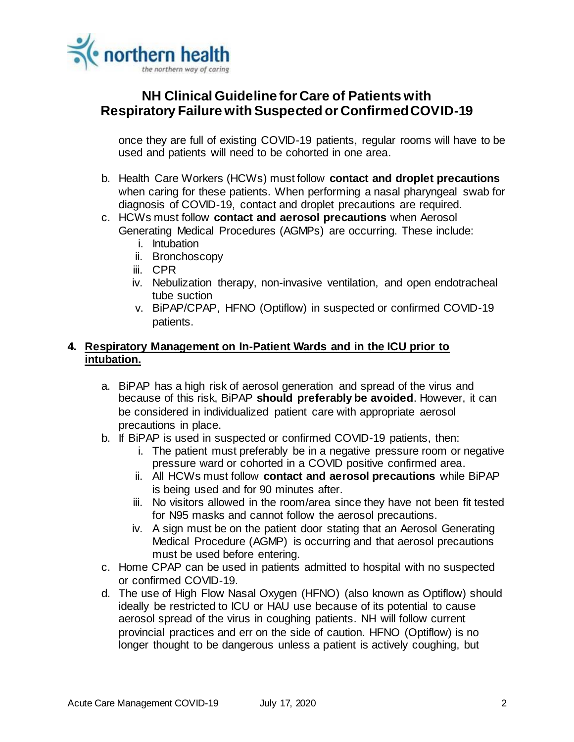once they are full of existing COVID-19 patients, regular rooms will have to be used and patients will need to be cohorted in one area.

b. Health Care Workers (HCWs) must follow **contact and droplet precautions** when caring for these patients. When performing a nasal pharyngeal swab for diagnosis of COVID-19, contact and droplet precautions are required.
c. HCWs must follow **contact and aerosol precautions** when Aerosol Generating Medical Procedures (AGMPs) are occurring. These include:
   i. Intubation
   ii. Bronchoscopy
   iii. CPR
   iv. Nebulization therapy, non-invasive ventilation, and open endotracheal tube suction
   v. BiPAP/CPAP, HFNO (Optiflow) in suspected or confirmed COVID-19 patients.

## 4. Respiratory Management on In-Patient Wards and in the ICU prior to intubation.

a. BiPAP has a high risk of aerosol generation and spread of the virus and because of this risk, BiPAP **should preferably be avoided**. However, it can be considered in individualized patient care with appropriate aerosol precautions in place.
b. If BiPAP is used in suspected or confirmed COVID-19 patients, then:
   i. The patient must preferably be in a negative pressure room or negative pressure ward or cohorted in a COVID positive confirmed area.
   ii. All HCWs must follow **contact and aerosol precautions** while BiPAP is being used and for 90 minutes after.
   iii. No visitors allowed in the room/area since they have not been fit tested for N95 masks and cannot follow the aerosol precautions.
   iv. A sign must be on the patient door stating that an Aerosol Generating Medical Procedure (AGMP) is occurring and that aerosol precautions must be used before entering.
c. Home CPAP can be used in patients admitted to hospital with no suspected or confirmed COVID-19.
d. The use of High Flow Nasal Oxygen (HFNO) (also known as Optiflow) should ideally be restricted to ICU or HAU use because of its potential to cause aerosol spread of the virus in coughing patients. NH will follow current provincial practices and err on the side of caution. HFNO (Optiflow) is no longer thought to be dangerous unless a patient is actively coughing, but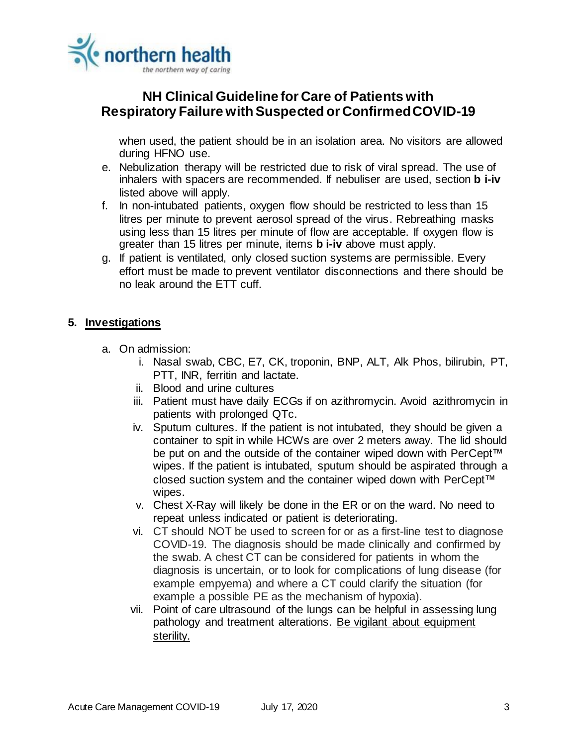when used, the patient should be in an isolation area. No visitors are allowed during HFNO use.

e. Nebulization therapy will be restricted due to risk of viral spread. The use of inhalers with spacers are recommended. If nebuliser are used, section **b i-iv** listed above will apply.
f. In non-intubated patients, oxygen flow should be restricted to less than 15 litres per minute to prevent aerosol spread of the virus. Rebreathing masks using less than 15 litres per minute of flow are acceptable. If oxygen flow is greater than 15 litres per minute, items **b i-iv** above must apply.
g. If patient is ventilated, only closed suction systems are permissible. Every effort must be made to prevent ventilator disconnections and there should be no leak around the ETT cuff.

## 5. Investigations

a. On admission:
    i. Nasal swab, CBC, E7, CK, troponin, BNP, ALT, Alk Phos, bilirubin, PT, PTT, INR, ferritin and lactate.
    ii. Blood and urine cultures
    iii. Patient must have daily ECGs if on azithromycin. Avoid azithromycin in patients with prolonged QTc.
    iv. Sputum cultures. If the patient is not intubated, they should be given a container to spit in while HCWs are over 2 meters away. The lid should be put on and the outside of the container wiped down with PerCept™ wipes. If the patient is intubated, sputum should be aspirated through a closed suction system and the container wiped down with PerCept™ wipes.
    v. Chest X-Ray will likely be done in the ER or on the ward. No need to repeat unless indicated or patient is deteriorating.
    vi. CT should NOT be used to screen for or as a first-line test to diagnose COVID-19. The diagnosis should be made clinically and confirmed by the swab. A chest CT can be considered for patients in whom the diagnosis is uncertain, or to look for complications of lung disease (for example empyema) and where a CT could clarify the situation (for example a possible PE as the mechanism of hypoxia).
    vii. Point of care ultrasound of the lungs can be helpful in assessing lung pathology and treatment alterations. Be vigilant about equipment sterility.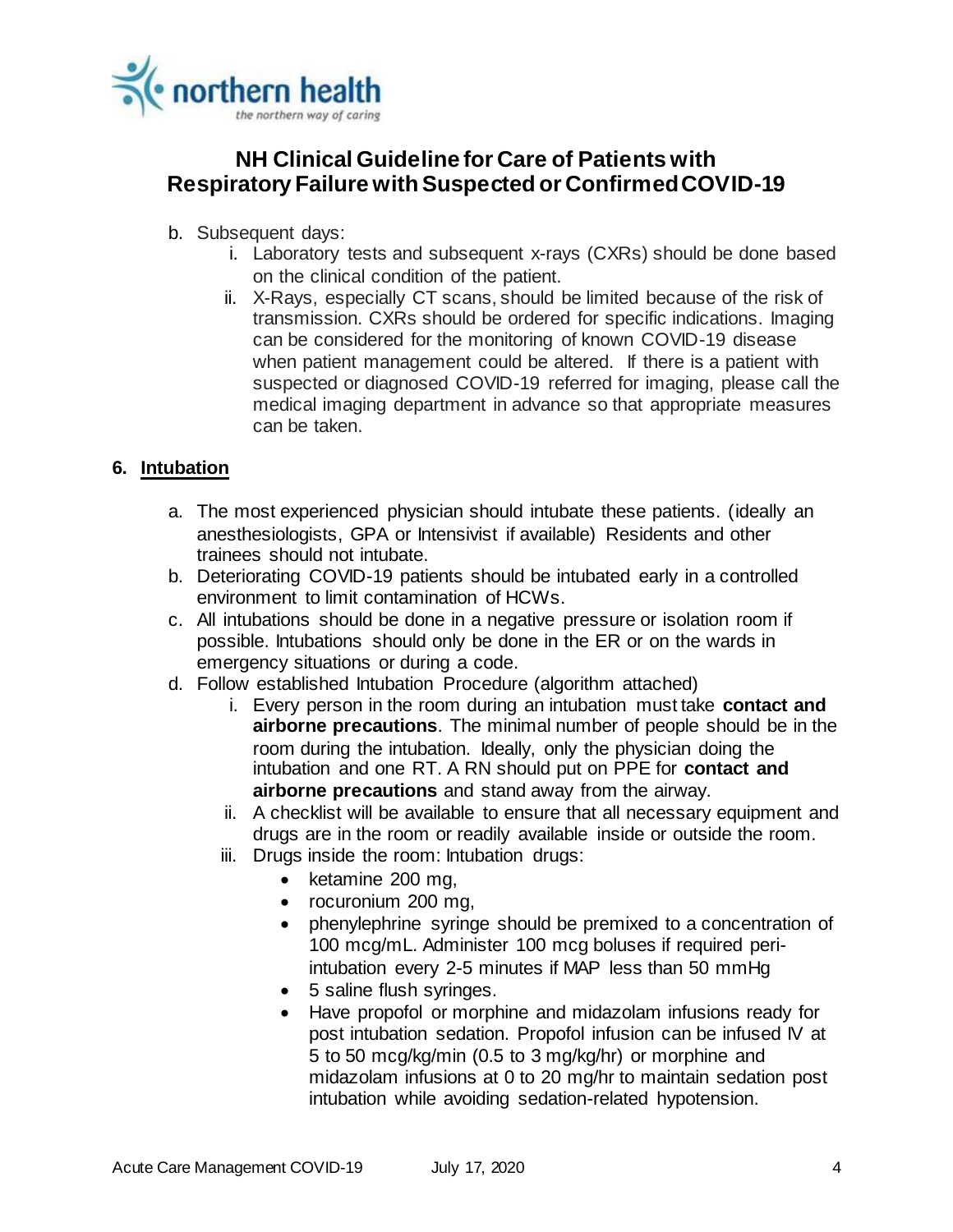b. Subsequent days:
   i. Laboratory tests and subsequent x-rays (CXRs) should be done based on the clinical condition of the patient.
   ii. X-Rays, especially CT scans, should be limited because of the risk of transmission. CXRs should be ordered for specific indications. Imaging can be considered for the monitoring of known COVID-19 disease when patient management could be altered. If there is a patient with suspected or diagnosed COVID-19 referred for imaging, please call the medical imaging department in advance so that appropriate measures can be taken.

## 6. Intubation

a. The most experienced physician should intubate these patients. (ideally an anesthesiologists, GPA or Intensivist if available) Residents and other trainees should not intubate.
b. Deteriorating COVID-19 patients should be intubated early in a controlled environment to limit contamination of HCWs.
c. All intubations should be done in a negative pressure or isolation room if possible. Intubations should only be done in the ER or on the wards in emergency situations or during a code.
d. Follow established Intubation Procedure (algorithm attached)
   i. Every person in the room during an intubation must take **contact and airborne precautions**. The minimal number of people should be in the room during the intubation. Ideally, only the physician doing the intubation and one RT. A RN should put on PPE for **contact and airborne precautions** and stand away from the airway.
   ii. A checklist will be available to ensure that all necessary equipment and drugs are in the room or readily available inside or outside the room.
   iii. Drugs inside the room: Intubation drugs:
      - ketamine 200 mg,
      - rocuronium 200 mg,
      - phenylephrine syringe should be premixed to a concentration of 100 mcg/mL. Administer 100 mcg boluses if required peri-intubation every 2-5 minutes if MAP less than 50 mmHg
      - 5 saline flush syringes.
      - Have propofol or morphine and midazolam infusions ready for post intubation sedation. Propofol infusion can be infused IV at 5 to 50 mcg/kg/min (0.5 to 3 mg/kg/hr) or morphine and midazolam infusions at 0 to 20 mg/hr to maintain sedation post intubation while avoiding sedation-related hypotension.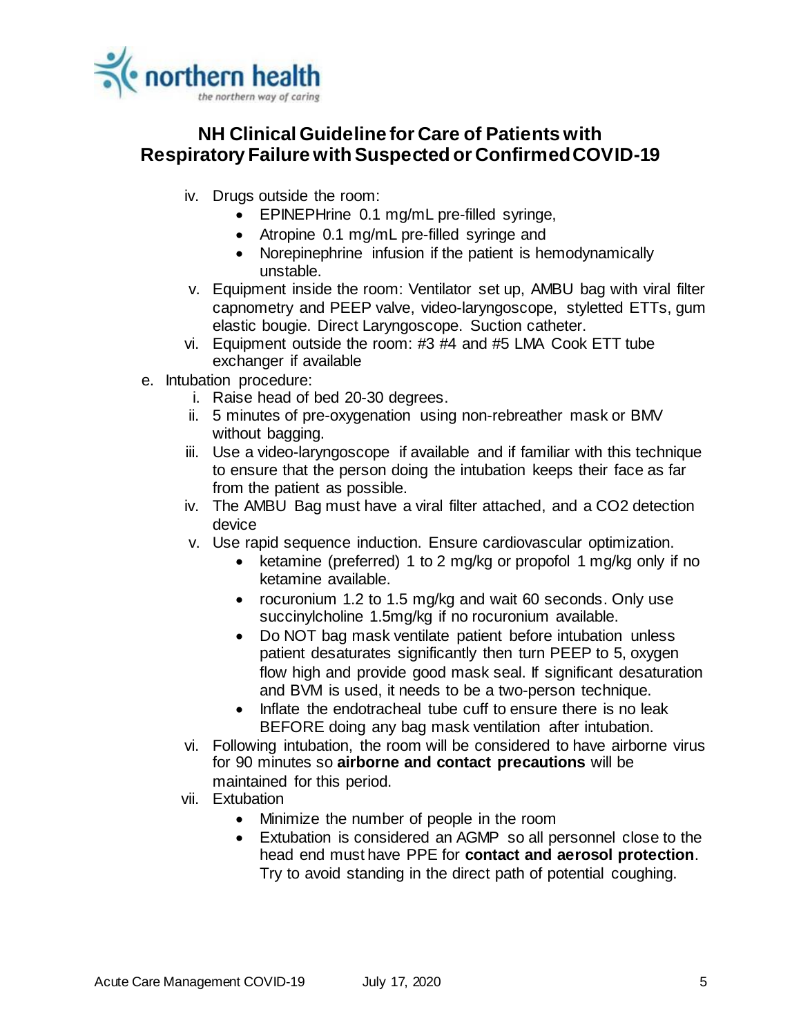iv. Drugs outside the room:
   - EPINEPHrine 0.1 mg/mL pre-filled syringe,
   - Atropine 0.1 mg/mL pre-filled syringe and
   - Norepinephrine infusion if the patient is hemodynamically unstable.

v. Equipment inside the room: Ventilator set up, AMBU bag with viral filter capnometry and PEEP valve, video-laryngoscope, styletted ETTs, gum elastic bougie. Direct Laryngoscope. Suction catheter.

vi. Equipment outside the room: #3 #4 and #5 LMA Cook ETT tube exchanger if available

e. Intubation procedure:

   i. Raise head of bed 20-30 degrees.

   ii. 5 minutes of pre-oxygenation using non-rebreather mask or BMV without bagging.

   iii. Use a video-laryngoscope if available and if familiar with this technique to ensure that the person doing the intubation keeps their face as far from the patient as possible.

   iv. The AMBU Bag must have a viral filter attached, and a $CO_2$ detection device

   v. Use rapid sequence induction. Ensure cardiovascular optimization.
      - ketamine (preferred) 1 to 2 mg/kg or propofol 1 mg/kg only if no ketamine available.
      - rocuronium 1.2 to 1.5 mg/kg and wait 60 seconds. Only use succinylcholine 1.5mg/kg if no rocuronium available.
      - Do NOT bag mask ventilate patient before intubation unless patient desaturates significantly then turn PEEP to 5, oxygen flow high and provide good mask seal. If significant desaturation and BVM is used, it needs to be a two-person technique.
      - Inflate the endotracheal tube cuff to ensure there is no leak BEFORE doing any bag mask ventilation after intubation.

   vi. Following intubation, the room will be considered to have airborne virus for 90 minutes so **airborne and contact precautions** will be maintained for this period.

   vii. Extubation
      - Minimize the number of people in the room
      - Extubation is considered an AGMP so all personnel close to the head end must have PPE for **contact and aerosol protection**. Try to avoid standing in the direct path of potential coughing.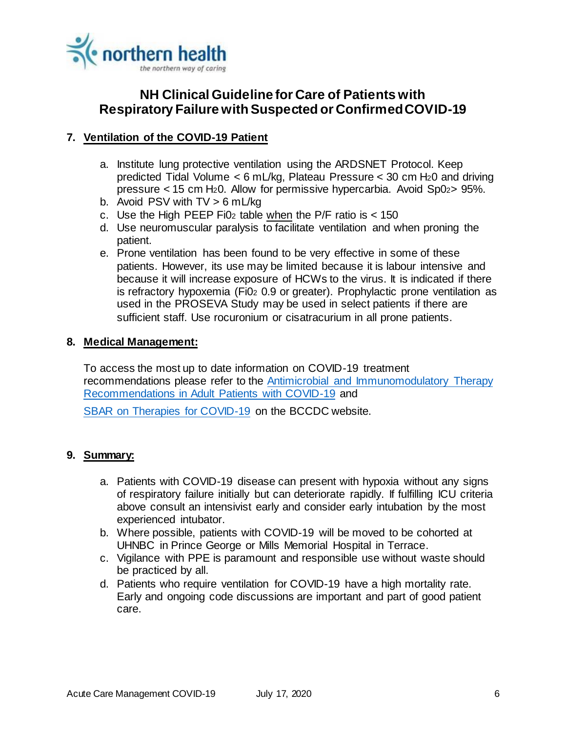# NH Clinical Guideline for Care of Patients with Respiratory Failure with Suspected or Confirmed COVID-19

## 7. Ventilation of the COVID-19 Patient

a. Institute lung protective ventilation using the ARDSNET Protocol. Keep predicted Tidal Volume < 6 mL/kg, Plateau Pressure < 30 cm $H_2O$ and driving pressure < 15 cm $H_2O$. Allow for permissive hypercarbia. Avoid $SpO_2$ > 95%.
b. Avoid PSV with TV > 6 mL/kg
c. Use the High PEEP $FiO_2$ table when the P/F ratio is < 150
d. Use neuromuscular paralysis to facilitate ventilation and when proning the patient.
e. Prone ventilation has been found to be very effective in some of these patients. However, its use may be limited because it is labour intensive and because it will increase exposure of HCWs to the virus. It is indicated if there is refractory hypoxemia ($FiO_2$ 0.9 or greater). Prophylactic prone ventilation as used in the PROSEVA Study may be used in select patients if there are sufficient staff. Use rocuronium or cisatracurium in all prone patients.

## 8. Medical Management:

To access the most up to date information on COVID-19 treatment recommendations please refer to the Antimicrobial and Immunomodulatory Therapy Recommendations in Adult Patients with COVID-19 and

SBAR on Therapies for COVID-19 on the BCCDC website.

## 9. Summary:

a. Patients with COVID-19 disease can present with hypoxia without any signs of respiratory failure initially but can deteriorate rapidly. If fulfilling ICU criteria above consult an intensivist early and consider early intubation by the most experienced intubator.
b. Where possible, patients with COVID-19 will be moved to be cohorted at UHNBC in Prince George or Mills Memorial Hospital in Terrace.
c. Vigilance with PPE is paramount and responsible use without waste should be practiced by all.
d. Patients who require ventilation for COVID-19 have a high mortality rate. Early and ongoing code discussions are important and part of good patient care.